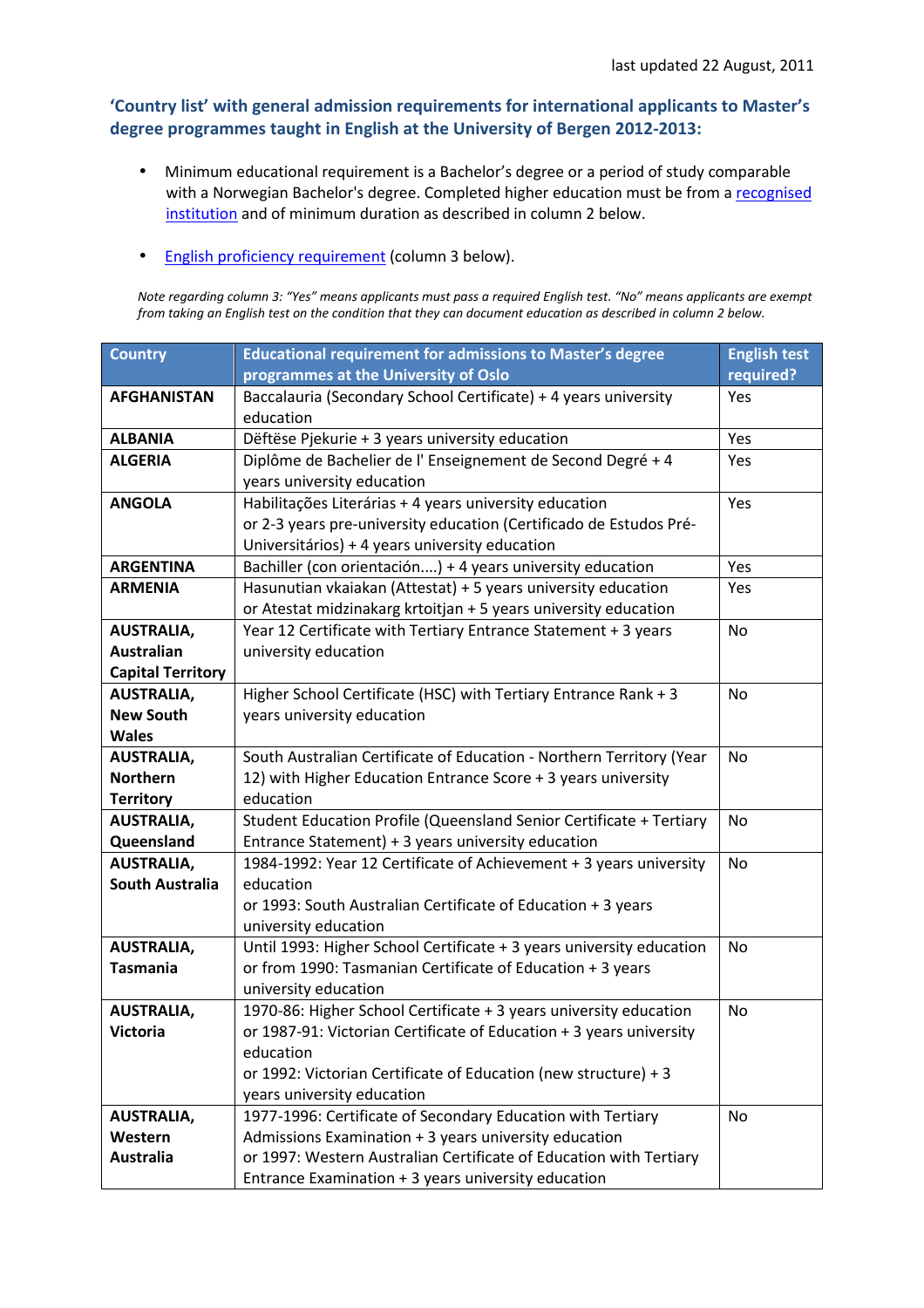last updated 22 August, 2011

## 'Country list' with general admission requirements for international applicants to Master's degree programmes taught in English at the University of Bergen 2012-2013:

- Minimum educational requirement is a Bachelor's degree or a period of study comparable with a Norwegian Bachelor's degree. Completed higher education must be from a recognised institution and of minimum duration as described in column 2 below.

- English proficiency requirement (column 3 below).

*Note regarding column 3: "Yes" means applicants must pass a required English test. "No" means applicants are exempt from taking an English test on the condition that they can document education as described in column 2 below.*

| Country | Educational requirement for admissions to Master's degree programmes at the University of Oslo | English test required? |
|---|---|---|
| **AFGHANISTAN** | Baccalauria (Secondary School Certificate) + 4 years university education | Yes |
| **ALBANIA** | Dëftëse Pjekurie + 3 years university education | Yes |
| **ALGERIA** | Diplôme de Bachelier de l' Enseignement de Second Degré + 4 years university education | Yes |
| **ANGOLA** | Habilitações Literárias + 4 years university education<br>or 2-3 years pre-university education (Certificado de Estudos Pré-Universitários) + 4 years university education | Yes |
| **ARGENTINA** | Bachiller (con orientación....) + 4 years university education | Yes |
| **ARMENIA** | Hasunutian vkaiakan (Attestat) + 5 years university education<br>or Atestat midzinakarg krtoitjan + 5 years university education | Yes |
| **AUSTRALIA, Australian Capital Territory** | Year 12 Certificate with Tertiary Entrance Statement + 3 years university education | No |
| **AUSTRALIA, New South Wales** | Higher School Certificate (HSC) with Tertiary Entrance Rank + 3 years university education | No |
| **AUSTRALIA, Northern Territory** | South Australian Certificate of Education - Northern Territory (Year 12) with Higher Education Entrance Score + 3 years university education | No |
| **AUSTRALIA, Queensland** | Student Education Profile (Queensland Senior Certificate + Tertiary Entrance Statement) + 3 years university education | No |
| **AUSTRALIA, South Australia** | 1984-1992: Year 12 Certificate of Achievement + 3 years university education<br>or 1993: South Australian Certificate of Education + 3 years university education | No |
| **AUSTRALIA, Tasmania** | Until 1993: Higher School Certificate + 3 years university education<br>or from 1990: Tasmanian Certificate of Education + 3 years university education | No |
| **AUSTRALIA, Victoria** | 1970-86: Higher School Certificate + 3 years university education<br>or 1987-91: Victorian Certificate of Education + 3 years university education<br>or 1992: Victorian Certificate of Education (new structure) + 3 years university education | No |
| **AUSTRALIA, Western Australia** | 1977-1996: Certificate of Secondary Education with Tertiary Admissions Examination + 3 years university education<br>or 1997: Western Australian Certificate of Education with Tertiary Entrance Examination + 3 years university education | No |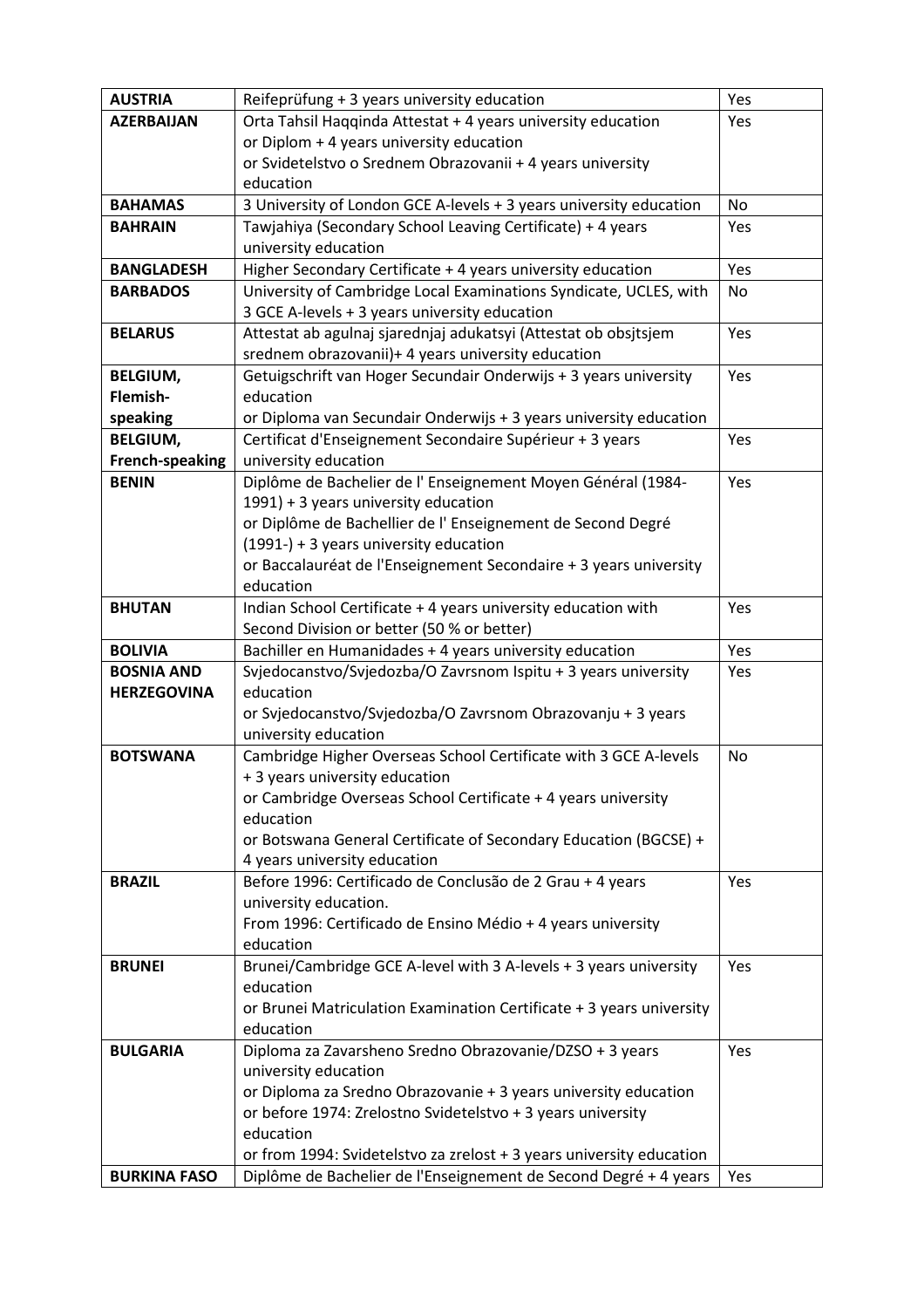| **AUSTRIA** | Reifeprüfung + 3 years university education | Yes |
|---|---|---|
| **AZERBAIJAN** | Orta Tahsil Haqqinda Attestat + 4 years university education<br>or Diplom + 4 years university education<br>or Svidetelstvo o Srednem Obrazovanii + 4 years university education | Yes |
| **BAHAMAS** | 3 University of London GCE A-levels + 3 years university education | No |
| **BAHRAIN** | Tawjahiya (Secondary School Leaving Certificate) + 4 years university education | Yes |
| **BANGLADESH** | Higher Secondary Certificate + 4 years university education | Yes |
| **BARBADOS** | University of Cambridge Local Examinations Syndicate, UCLES, with 3 GCE A-levels + 3 years university education | No |
| **BELARUS** | Attestat ab agulnaj sjarednjaj adukatsyi (Attestat ob obsjtsjem srednem obrazovanii)+ 4 years university education | Yes |
| **BELGIUM, Flemish-speaking** | Getuigschrift van Hoger Secundair Onderwijs + 3 years university education<br>or Diploma van Secundair Onderwijs + 3 years university education | Yes |
| **BELGIUM, French-speaking** | Certificat d'Enseignement Secondaire Supérieur + 3 years university education | Yes |
| **BENIN** | Diplôme de Bachelier de l' Enseignement Moyen Général (1984-1991) + 3 years university education<br>or Diplôme de Bachellier de l' Enseignement de Second Degré (1991-) + 3 years university education<br>or Baccalauréat de l'Enseignement Secondaire + 3 years university education | Yes |
| **BHUTAN** | Indian School Certificate + 4 years university education with Second Division or better (50 % or better) | Yes |
| **BOLIVIA** | Bachiller en Humanidades + 4 years university education | Yes |
| **BOSNIA AND HERZEGOVINA** | Svjedocanstvo/Svjedozba/O Zavrsnom Ispitu + 3 years university education<br>or Svjedocanstvo/Svjedozba/O Zavrsnom Obrazovanju + 3 years university education | Yes |
| **BOTSWANA** | Cambridge Higher Overseas School Certificate with 3 GCE A-levels + 3 years university education<br>or Cambridge Overseas School Certificate + 4 years university education<br>or Botswana General Certificate of Secondary Education (BGCSE) + 4 years university education | No |
| **BRAZIL** | Before 1996: Certificado de Conclusão de 2 Grau + 4 years university education.<br>From 1996: Certificado de Ensino Médio + 4 years university education | Yes |
| **BRUNEI** | Brunei/Cambridge GCE A-level with 3 A-levels + 3 years university education<br>or Brunei Matriculation Examination Certificate + 3 years university education | Yes |
| **BULGARIA** | Diploma za Zavarsheno Sredno Obrazovanie/DZSO + 3 years university education<br>or Diploma za Sredno Obrazovanie + 3 years university education<br>or before 1974: Zrelostno Svidetelstvo + 3 years university education<br>or from 1994: Svidetelstvo za zrelost + 3 years university education | Yes |
| **BURKINA FASO** | Diplôme de Bachelier de l'Enseignement de Second Degré + 4 years | Yes |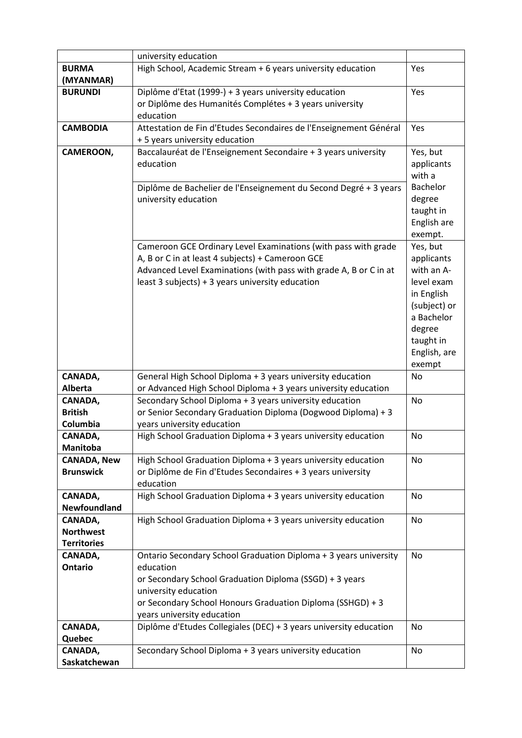| | | |
|---|---|---|
| | university education | |
| **BURMA (MYANMAR)** | High School, Academic Stream + 6 years university education | Yes |
| **BURUNDI** | Diplôme d'Etat (1999-) + 3 years university education<br>or Diplôme des Humanités Complétes + 3 years university education | Yes |
| **CAMBODIA** | Attestation de Fin d'Etudes Secondaires de l'Enseignement Général + 5 years university education | Yes |
| **CAMEROON,** | Baccalauréat de l'Enseignement Secondaire + 3 years university education | Yes, but applicants with a Bachelor degree taught in English are exempt. |
| | Diplôme de Bachelier de l'Enseignement du Second Degré + 3 years university education | |
| | Cameroon GCE Ordinary Level Examinations (with pass with grade A, B or C in at least 4 subjects) + Cameroon GCE Advanced Level Examinations (with pass with grade A, B or C in at least 3 subjects) + 3 years university education | Yes, but applicants with an A-level exam in English (subject) or a Bachelor degree taught in English, are exempt |
| **CANADA, Alberta** | General High School Diploma + 3 years university education<br>or Advanced High School Diploma + 3 years university education | No |
| **CANADA, British Columbia** | Secondary School Diploma + 3 years university education<br>or Senior Secondary Graduation Diploma (Dogwood Diploma) + 3 years university education | No |
| **CANADA, Manitoba** | High School Graduation Diploma + 3 years university education | No |
| **CANADA, New Brunswick** | High School Graduation Diploma + 3 years university education<br>or Diplôme de Fin d'Etudes Secondaires + 3 years university education | No |
| **CANADA, Newfoundland** | High School Graduation Diploma + 3 years university education | No |
| **CANADA, Northwest Territories** | High School Graduation Diploma + 3 years university education | No |
| **CANADA, Ontario** | Ontario Secondary School Graduation Diploma + 3 years university education<br>or Secondary School Graduation Diploma (SSGD) + 3 years university education<br>or Secondary School Honours Graduation Diploma (SSHGD) + 3 years university education | No |
| **CANADA, Quebec** | Diplôme d'Etudes Collegiales (DEC) + 3 years university education | No |
| **CANADA, Saskatchewan** | Secondary School Diploma + 3 years university education | No |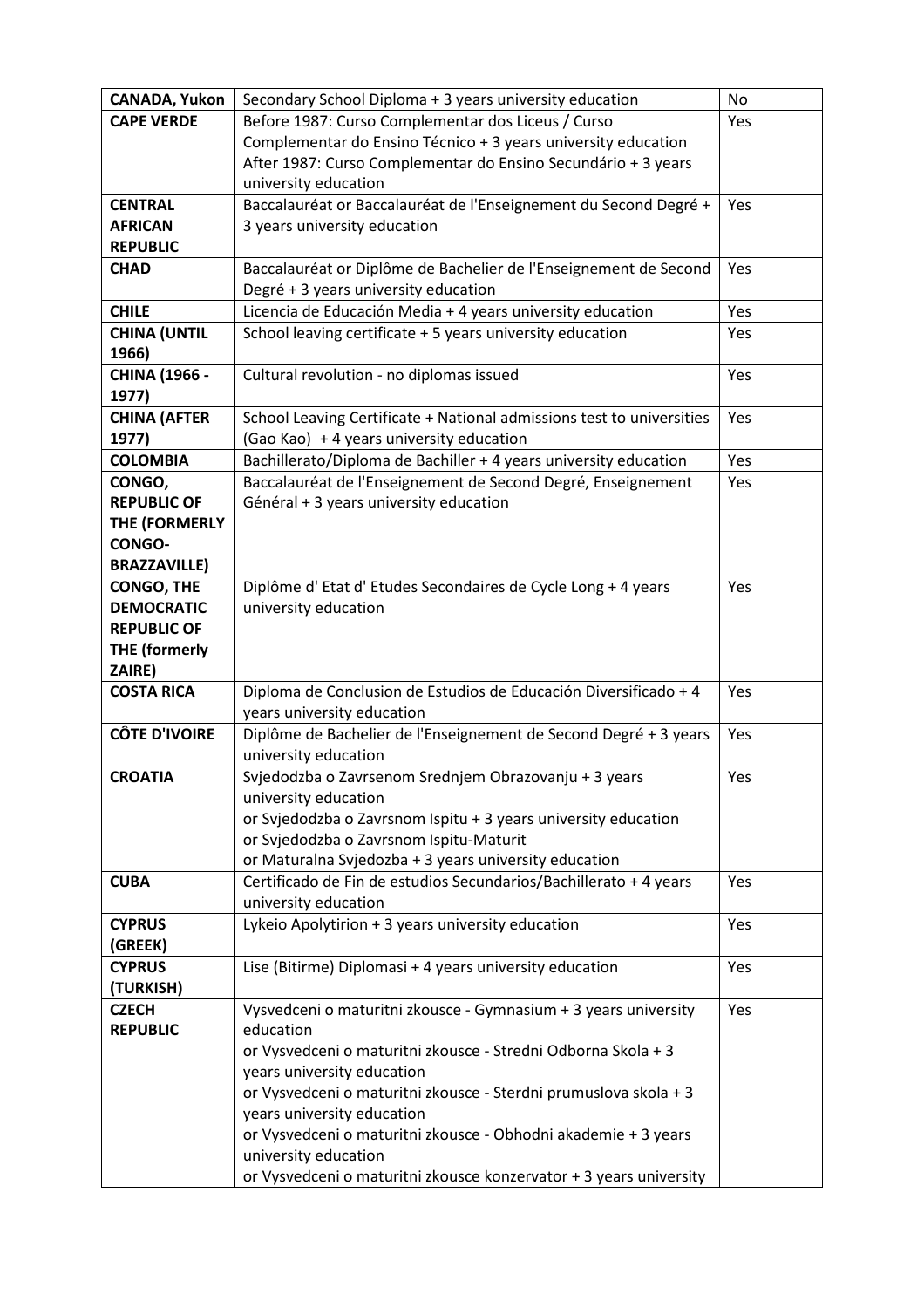| **CANADA, Yukon** | Secondary School Diploma + 3 years university education | No |
|---|---|---|
| **CAPE VERDE** | Before 1987: Curso Complementar dos Liceus / Curso Complementar do Ensino Técnico + 3 years university education<br>After 1987: Curso Complementar do Ensino Secundário + 3 years university education | Yes |
| **CENTRAL AFRICAN REPUBLIC** | Baccalauréat or Baccalauréat de l'Enseignement du Second Degré + 3 years university education | Yes |
| **CHAD** | Baccalauréat or Diplôme de Bachelier de l'Enseignement de Second Degré + 3 years university education | Yes |
| **CHILE** | Licencia de Educación Media + 4 years university education | Yes |
| **CHINA (UNTIL 1966)** | School leaving certificate + 5 years university education | Yes |
| **CHINA (1966 - 1977)** | Cultural revolution - no diplomas issued | Yes |
| **CHINA (AFTER 1977)** | School Leaving Certificate + National admissions test to universities (Gao Kao) + 4 years university education | Yes |
| **COLOMBIA** | Bachillerato/Diploma de Bachiller + 4 years university education | Yes |
| **CONGO, REPUBLIC OF THE (FORMERLY CONGO-BRAZZAVILLE)** | Baccalauréat de l'Enseignement de Second Degré, Enseignement Général + 3 years university education | Yes |
| **CONGO, THE DEMOCRATIC REPUBLIC OF THE (formerly ZAIRE)** | Diplôme d' Etat d' Etudes Secondaires de Cycle Long + 4 years university education | Yes |
| **COSTA RICA** | Diploma de Conclusion de Estudios de Educación Diversificado + 4 years university education | Yes |
| **CÔTE D'IVOIRE** | Diplôme de Bachelier de l'Enseignement de Second Degré + 3 years university education | Yes |
| **CROATIA** | Svjedodzba o Zavrsenom Srednjem Obrazovanju + 3 years university education<br>or Svjedodzba o Zavrsnom Ispitu + 3 years university education<br>or Svjedodzba o Zavrsnom Ispitu-Maturit<br>or Maturalna Svjedozba + 3 years university education | Yes |
| **CUBA** | Certificado de Fin de estudios Secundarios/Bachillerato + 4 years university education | Yes |
| **CYPRUS (GREEK)** | Lykeio Apolytirion + 3 years university education | Yes |
| **CYPRUS (TURKISH)** | Lise (Bitirme) Diplomasi + 4 years university education | Yes |
| **CZECH REPUBLIC** | Vysvedceni o maturitni zkousce - Gymnasium + 3 years university education<br>or Vysvedceni o maturitni zkousce - Stredni Odborna Skola + 3 years university education<br>or Vysvedceni o maturitni zkousce - Sterdni prumuslova skola + 3 years university education<br>or Vysvedceni o maturitni zkousce - Obhodni akademie + 3 years university education<br>or Vysvedceni o maturitni zkousce konzervator + 3 years university | Yes |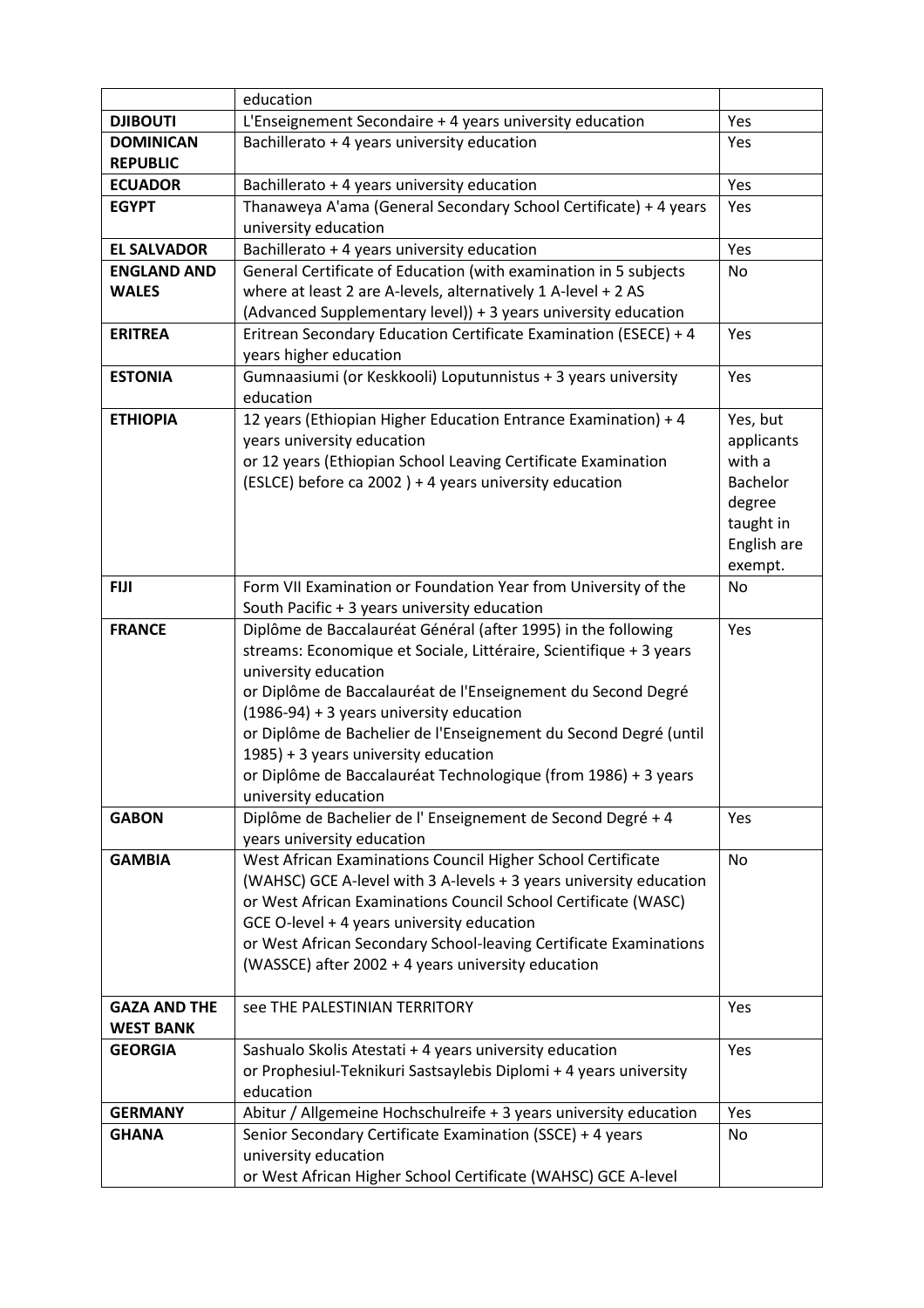| | | |
|---|---|---|
| | education | |
| **DJIBOUTI** | L'Enseignement Secondaire + 4 years university education | Yes |
| **DOMINICAN REPUBLIC** | Bachillerato + 4 years university education | Yes |
| **ECUADOR** | Bachillerato + 4 years university education | Yes |
| **EGYPT** | Thanaweya A'ama (General Secondary School Certificate) + 4 years university education | Yes |
| **EL SALVADOR** | Bachillerato + 4 years university education | Yes |
| **ENGLAND AND WALES** | General Certificate of Education (with examination in 5 subjects where at least 2 are A-levels, alternatively 1 A-level + 2 AS (Advanced Supplementary level)) + 3 years university education | No |
| **ERITREA** | Eritrean Secondary Education Certificate Examination (ESECE) + 4 years higher education | Yes |
| **ESTONIA** | Gumnaasiumi (or Keskkooli) Loputunnistus + 3 years university education | Yes |
| **ETHIOPIA** | 12 years (Ethiopian Higher Education Entrance Examination) + 4 years university education<br>or 12 years (Ethiopian School Leaving Certificate Examination (ESLCE) before ca 2002 ) + 4 years university education | Yes, but applicants with a Bachelor degree taught in English are exempt. |
| **FIJI** | Form VII Examination or Foundation Year from University of the South Pacific + 3 years university education | No |
| **FRANCE** | Diplôme de Baccalauréat Général (after 1995) in the following streams: Economique et Sociale, Littéraire, Scientifique + 3 years university education<br>or Diplôme de Baccalauréat de l'Enseignement du Second Degré (1986-94) + 3 years university education<br>or Diplôme de Bachelier de l'Enseignement du Second Degré (until 1985) + 3 years university education<br>or Diplôme de Baccalauréat Technologique (from 1986) + 3 years university education | Yes |
| **GABON** | Diplôme de Bachelier de l' Enseignement de Second Degré + 4 years university education | Yes |
| **GAMBIA** | West African Examinations Council Higher School Certificate (WAHSC) GCE A-level with 3 A-levels + 3 years university education<br>or West African Examinations Council School Certificate (WASC) GCE O-level + 4 years university education<br>or West African Secondary School-leaving Certificate Examinations (WASSCE) after 2002 + 4 years university education | No |
| **GAZA AND THE WEST BANK** | see THE PALESTINIAN TERRITORY | Yes |
| **GEORGIA** | Sashualo Skolis Atestati + 4 years university education<br>or Prophesiul-Teknikuri Sastsaylebis Diplomi + 4 years university education | Yes |
| **GERMANY** | Abitur / Allgemeine Hochschulreife + 3 years university education | Yes |
| **GHANA** | Senior Secondary Certificate Examination (SSCE) + 4 years university education<br>or West African Higher School Certificate (WAHSC) GCE A-level | No |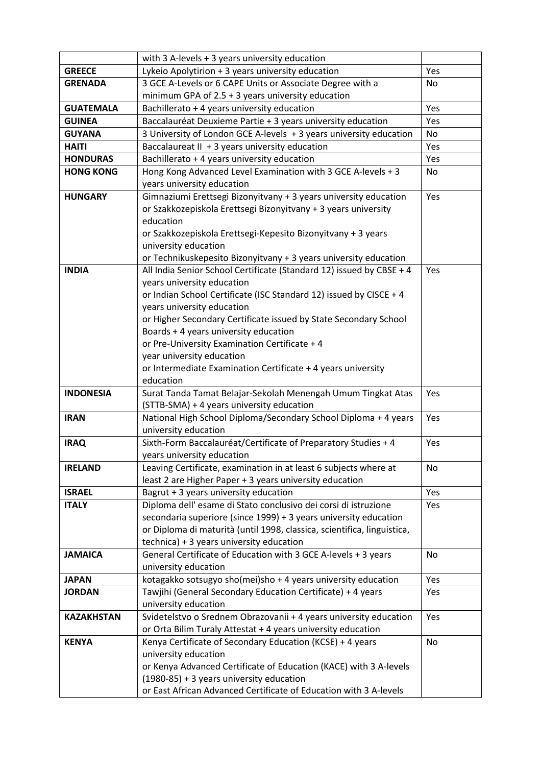| | | |
|---|---|---|
| | with 3 A-levels + 3 years university education | |
| **GREECE** | Lykeio Apolytirion + 3 years university education | Yes |
| **GRENADA** | 3 GCE A-Levels or 6 CAPE Units or Associate Degree with a minimum GPA of 2.5 + 3 years university education | No |
| **GUATEMALA** | Bachillerato + 4 years university education | Yes |
| **GUINEA** | Baccalauréat Deuxieme Partie + 3 years university education | Yes |
| **GUYANA** | 3 University of London GCE A-levels + 3 years university education | No |
| **HAITI** | Baccalaureat II + 3 years university education | Yes |
| **HONDURAS** | Bachillerato + 4 years university education | Yes |
| **HONG KONG** | Hong Kong Advanced Level Examination with 3 GCE A-levels + 3 years university education | No |
| **HUNGARY** | Gimnaziumi Erettsegi Bizonyitvany + 3 years university education<br>or Szakkozepiskola Erettsegi Bizonyitvany + 3 years university education<br>or Szakkozepiskola Erettsegi-Kepesito Bizonyitvany + 3 years university education<br>or Technikuskepesito Bizonyitvany + 3 years university education | Yes |
| **INDIA** | All India Senior School Certificate (Standard 12) issued by CBSE + 4 years university education<br>or Indian School Certificate (ISC Standard 12) issued by CISCE + 4 years university education<br>or Higher Secondary Certificate issued by State Secondary School Boards + 4 years university education<br>or Pre-University Examination Certificate + 4 year university education<br>or Intermediate Examination Certificate + 4 years university education | Yes |
| **INDONESIA** | Surat Tanda Tamat Belajar-Sekolah Menengah Umum Tingkat Atas (STTB-SMA) + 4 years university education | Yes |
| **IRAN** | National High School Diploma/Secondary School Diploma + 4 years university education | Yes |
| **IRAQ** | Sixth-Form Baccalauréat/Certificate of Preparatory Studies + 4 years university education | Yes |
| **IRELAND** | Leaving Certificate, examination in at least 6 subjects where at least 2 are Higher Paper + 3 years university education | No |
| **ISRAEL** | Bagrut + 3 years university education | Yes |
| **ITALY** | Diploma dell' esame di Stato conclusivo dei corsi di istruzione secondaria superiore (since 1999) + 3 years university education<br>or Diploma di maturità (until 1998, classica, scientifica, linguistica, technica) + 3 years university education | Yes |
| **JAMAICA** | General Certificate of Education with 3 GCE A-levels + 3 years university education | No |
| **JAPAN** | kotagakko sotsugyo sho(mei)sho + 4 years university education | Yes |
| **JORDAN** | Tawjihi (General Secondary Education Certificate) + 4 years university education | Yes |
| **KAZAKHSTAN** | Svidetelstvo o Srednem Obrazovanii + 4 years university education<br>or Orta Bilim Turaly Attestat + 4 years university education | Yes |
| **KENYA** | Kenya Certificate of Secondary Education (KCSE) + 4 years university education<br>or Kenya Advanced Certificate of Education (KACE) with 3 A-levels (1980-85) + 3 years university education<br>or East African Advanced Certificate of Education with 3 A-levels | No |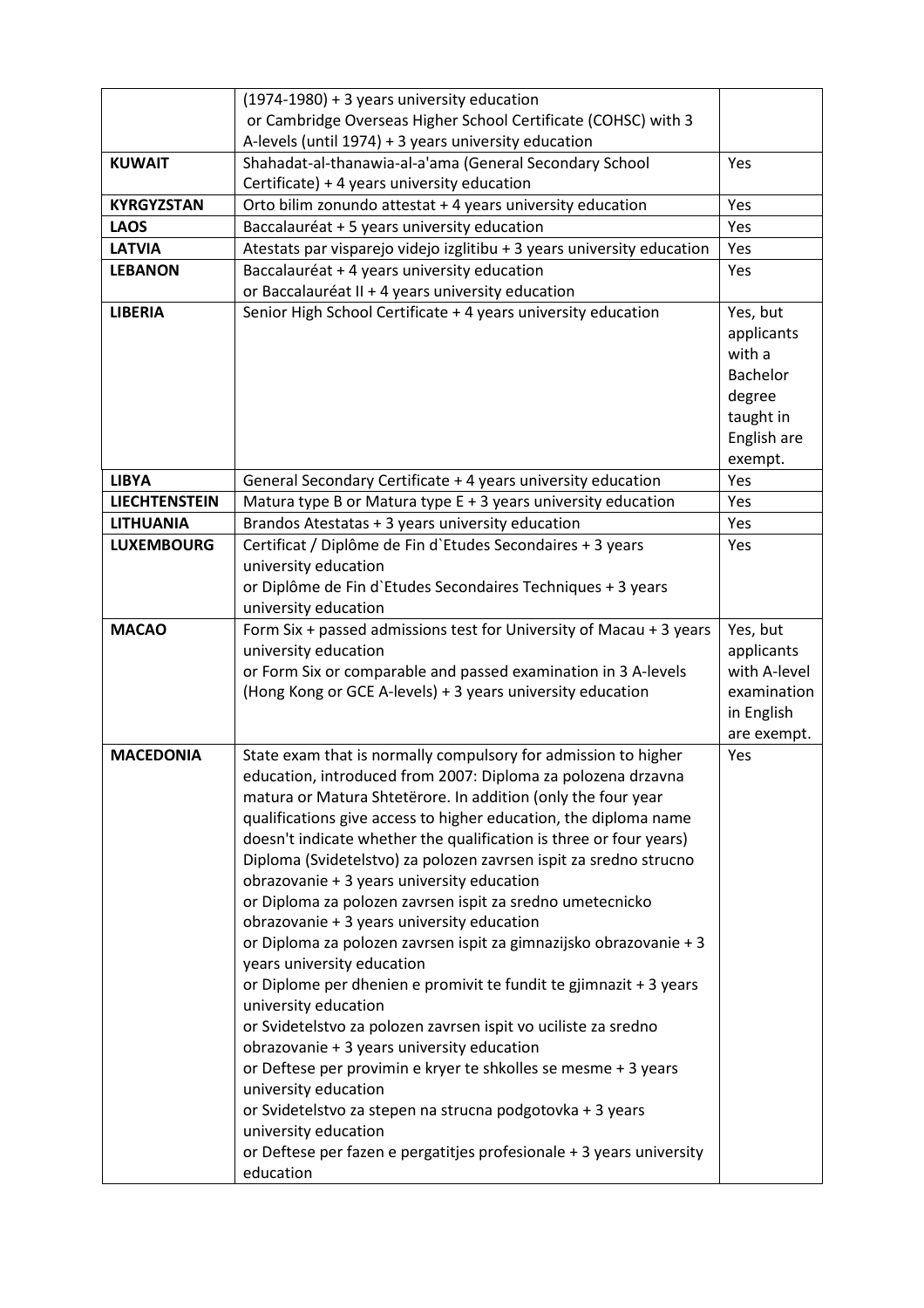| | | |
|---|---|---|
| | (1974-1980) + 3 years university education<br>or Cambridge Overseas Higher School Certificate (COHSC) with 3 A-levels (until 1974) + 3 years university education | |
| **KUWAIT** | Shahadat-al-thanawia-al-a'ama (General Secondary School Certificate) + 4 years university education | Yes |
| **KYRGYZSTAN** | Orto bilim zonundo attestat + 4 years university education | Yes |
| **LAOS** | Baccalauréat + 5 years university education | Yes |
| **LATVIA** | Atestats par visparejo videjo izglitibu + 3 years university education | Yes |
| **LEBANON** | Baccalauréat + 4 years university education<br>or Baccalauréat II + 4 years university education | Yes |
| **LIBERIA** | Senior High School Certificate + 4 years university education | Yes, but applicants with a Bachelor degree taught in English are exempt. |
| **LIBYA** | General Secondary Certificate + 4 years university education | Yes |
| **LIECHTENSTEIN** | Matura type B or Matura type E + 3 years university education | Yes |
| **LITHUANIA** | Brandos Atestatas + 3 years university education | Yes |
| **LUXEMBOURG** | Certificat / Diplôme de Fin d`Etudes Secondaires + 3 years university education<br>or Diplôme de Fin d`Etudes Secondaires Techniques + 3 years university education | Yes |
| **MACAO** | Form Six + passed admissions test for University of Macau + 3 years university education<br>or Form Six or comparable and passed examination in 3 A-levels (Hong Kong or GCE A-levels) + 3 years university education | Yes, but applicants with A-level examination in English are exempt. |
| **MACEDONIA** | State exam that is normally compulsory for admission to higher education, introduced from 2007: Diploma za polozena drzavna matura or Matura Shtetërore. In addition (only the four year qualifications give access to higher education, the diploma name doesn't indicate whether the qualification is three or four years) Diploma (Svidetelstvo) za polozen zavrsen ispit za sredno strucno obrazovanie + 3 years university education<br>or Diploma za polozen zavrsen ispit za sredno umetecnicko obrazovanie + 3 years university education<br>or Diploma za polozen zavrsen ispit za gimnazijsko obrazovanie + 3 years university education<br>or Diplome per dhenien e promivit te fundit te gjimnazit + 3 years university education<br>or Svidetelstvo za polozen zavrsen ispit vo uciliste za sredno obrazovanie + 3 years university education<br>or Deftese per provimin e kryer te shkolles se mesme + 3 years university education<br>or Svidetelstvo za stepen na strucna podgotovka + 3 years university education<br>or Deftese per fazen e pergatitjes profesionale + 3 years university education | Yes |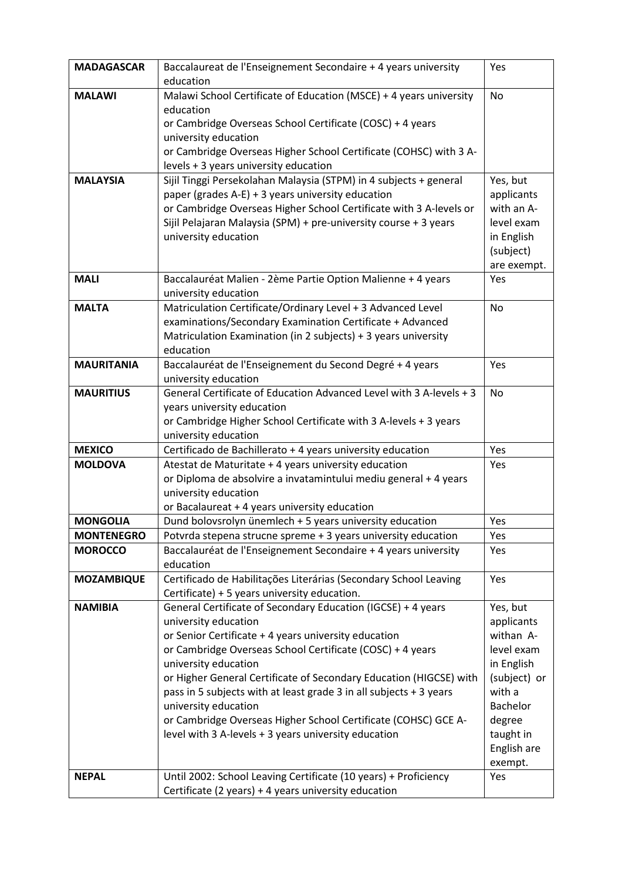| **MADAGASCAR** | Baccalaureat de l'Enseignement Secondaire + 4 years university education | Yes |
|---|---|---|
| **MALAWI** | Malawi School Certificate of Education (MSCE) + 4 years university education<br>or Cambridge Overseas School Certificate (COSC) + 4 years university education<br>or Cambridge Overseas Higher School Certificate (COHSC) with 3 A-levels + 3 years university education | No |
| **MALAYSIA** | Sijil Tinggi Persekolahan Malaysia (STPM) in 4 subjects + general paper (grades A-E) + 3 years university education<br>or Cambridge Overseas Higher School Certificate with 3 A-levels or Sijil Pelajaran Malaysia (SPM) + pre-university course + 3 years university education | Yes, but applicants with an A-level exam in English (subject) are exempt. |
| **MALI** | Baccalauréat Malien - 2ème Partie Option Malienne + 4 years university education | Yes |
| **MALTA** | Matriculation Certificate/Ordinary Level + 3 Advanced Level examinations/Secondary Examination Certificate + Advanced Matriculation Examination (in 2 subjects) + 3 years university education | No |
| **MAURITANIA** | Baccalauréat de l'Enseignement du Second Degré + 4 years university education | Yes |
| **MAURITIUS** | General Certificate of Education Advanced Level with 3 A-levels + 3 years university education<br>or Cambridge Higher School Certificate with 3 A-levels + 3 years university education | No |
| **MEXICO** | Certificado de Bachillerato + 4 years university education | Yes |
| **MOLDOVA** | Atestat de Maturitate + 4 years university education<br>or Diploma de absolvire a invatamintului mediu general + 4 years university education<br>or Bacalaureat + 4 years university education | Yes |
| **MONGOLIA** | Dund bolovsrolyn ünemlech + 5 years university education | Yes |
| **MONTENEGRO** | Potvrda stepena strucne spreme + 3 years university education | Yes |
| **MOROCCO** | Baccalauréat de l'Enseignement Secondaire + 4 years university education | Yes |
| **MOZAMBIQUE** | Certificado de Habilitações Literárias (Secondary School Leaving Certificate) + 5 years university education. | Yes |
| **NAMIBIA** | General Certificate of Secondary Education (IGCSE) + 4 years university education<br>or Senior Certificate + 4 years university education<br>or Cambridge Overseas School Certificate (COSC) + 4 years university education<br>or Higher General Certificate of Secondary Education (HIGCSE) with pass in 5 subjects with at least grade 3 in all subjects + 3 years university education<br>or Cambridge Overseas Higher School Certificate (COHSC) GCE A-level with 3 A-levels + 3 years university education | Yes, but applicants withan A-level exam in English (subject) or with a Bachelor degree taught in English are exempt. |
| **NEPAL** | Until 2002: School Leaving Certificate (10 years) + Proficiency Certificate (2 years) + 4 years university education | Yes |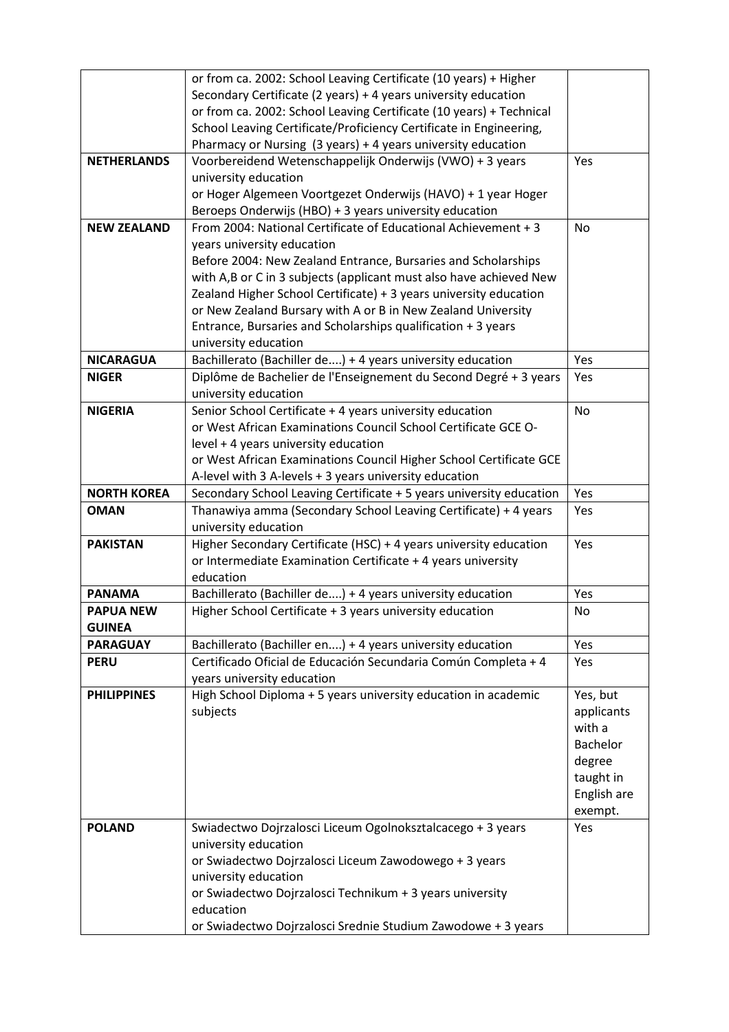|  |  |  |
|---|---|---|
|  | or from ca. 2002: School Leaving Certificate (10 years) + Higher Secondary Certificate (2 years) + 4 years university education<br>or from ca. 2002: School Leaving Certificate (10 years) + Technical School Leaving Certificate/Proficiency Certificate in Engineering, Pharmacy or Nursing (3 years) + 4 years university education |  |
| **NETHERLANDS** | Voorbereidend Wetenschappelijk Onderwijs (VWO) + 3 years university education<br>or Hoger Algemeen Voortgezet Onderwijs (HAVO) + 1 year Hoger Beroeps Onderwijs (HBO) + 3 years university education | Yes |
| **NEW ZEALAND** | From 2004: National Certificate of Educational Achievement + 3 years university education<br>Before 2004: New Zealand Entrance, Bursaries and Scholarships with A,B or C in 3 subjects (applicant must also have achieved New Zealand Higher School Certificate) + 3 years university education<br>or New Zealand Bursary with A or B in New Zealand University Entrance, Bursaries and Scholarships qualification + 3 years university education | No |
| **NICARAGUA** | Bachillerato (Bachiller de....) + 4 years university education | Yes |
| **NIGER** | Diplôme de Bachelier de l'Enseignement du Second Degré + 3 years university education | Yes |
| **NIGERIA** | Senior School Certificate + 4 years university education<br>or West African Examinations Council School Certificate GCE O-level + 4 years university education<br>or West African Examinations Council Higher School Certificate GCE A-level with 3 A-levels + 3 years university education | No |
| **NORTH KOREA** | Secondary School Leaving Certificate + 5 years university education | Yes |
| **OMAN** | Thanawiya amma (Secondary School Leaving Certificate) + 4 years university education | Yes |
| **PAKISTAN** | Higher Secondary Certificate (HSC) + 4 years university education<br>or Intermediate Examination Certificate + 4 years university education | Yes |
| **PANAMA** | Bachillerato (Bachiller de....) + 4 years university education | Yes |
| **PAPUA NEW GUINEA** | Higher School Certificate + 3 years university education | No |
| **PARAGUAY** | Bachillerato (Bachiller en....) + 4 years university education | Yes |
| **PERU** | Certificado Oficial de Educación Secundaria Común Completa + 4 years university education | Yes |
| **PHILIPPINES** | High School Diploma + 5 years university education in academic subjects | Yes, but applicants with a Bachelor degree taught in English are exempt. |
| **POLAND** | Swiadectwo Dojrzalosci Liceum Ogolnokształcacego + 3 years university education<br>or Swiadectwo Dojrzalosci Liceum Zawodowego + 3 years university education<br>or Swiadectwo Dojrzalosci Technikum + 3 years university education<br>or Swiadectwo Dojrzalosci Srednie Studium Zawodowe + 3 years | Yes |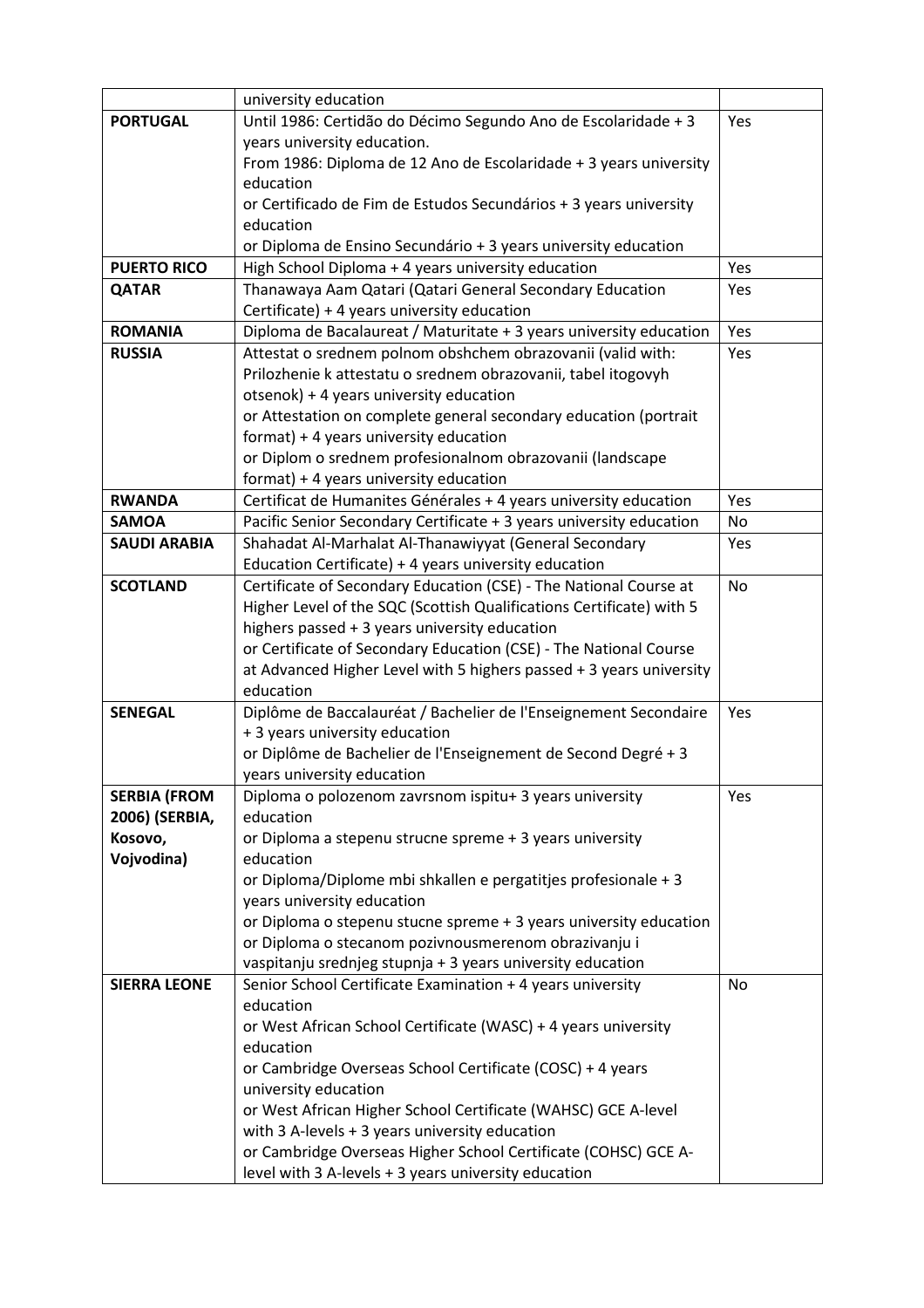| | | |
|---|---|---|
| | university education | |
| **PORTUGAL** | Until 1986: Certidão do Décimo Segundo Ano de Escolaridade + 3 years university education.<br>From 1986: Diploma de 12 Ano de Escolaridade + 3 years university education<br>or Certificado de Fim de Estudos Secundários + 3 years university education<br>or Diploma de Ensino Secundário + 3 years university education | Yes |
| **PUERTO RICO** | High School Diploma + 4 years university education | Yes |
| **QATAR** | Thanawaya Aam Qatari (Qatari General Secondary Education Certificate) + 4 years university education | Yes |
| **ROMANIA** | Diploma de Bacalaureat / Maturitate + 3 years university education | Yes |
| **RUSSIA** | Attestat o srednem polnom obshchem obrazovanii (valid with: Prilozhenie k attestatu o srednem obrazovanii, tabel itogovyh otsenok) + 4 years university education<br>or Attestation on complete general secondary education (portrait format) + 4 years university education<br>or Diplom o srednem profesionalnom obrazovanii (landscape format) + 4 years university education | Yes |
| **RWANDA** | Certificat de Humanites Générales + 4 years university education | Yes |
| **SAMOA** | Pacific Senior Secondary Certificate + 3 years university education | No |
| **SAUDI ARABIA** | Shahadat Al-Marhalat Al-Thanawiyyat (General Secondary Education Certificate) + 4 years university education | Yes |
| **SCOTLAND** | Certificate of Secondary Education (CSE) - The National Course at Higher Level of the SQC (Scottish Qualifications Certificate) with 5 highers passed + 3 years university education<br>or Certificate of Secondary Education (CSE) - The National Course at Advanced Higher Level with 5 highers passed + 3 years university education | No |
| **SENEGAL** | Diplôme de Baccalauréat / Bachelier de l'Enseignement Secondaire + 3 years university education<br>or Diplôme de Bachelier de l'Enseignement de Second Degré + 3 years university education | Yes |
| **SERBIA (FROM 2006) (SERBIA, Kosovo, Vojvodina)** | Diploma o polozenom zavrsnom ispitu+ 3 years university education<br>or Diploma a stepenu strucne spreme + 3 years university education<br>or Diploma/Diplome mbi shkallen e pergatitjes profesionale + 3 years university education<br>or Diploma o stepenu stucne spreme + 3 years university education<br>or Diploma o stecanom pozivnousmerenom obrazivanju i vaspitanju srednjeg stupnja + 3 years university education | Yes |
| **SIERRA LEONE** | Senior School Certificate Examination + 4 years university education<br>or West African School Certificate (WASC) + 4 years university education<br>or Cambridge Overseas School Certificate (COSC) + 4 years university education<br>or West African Higher School Certificate (WAHSC) GCE A-level with 3 A-levels + 3 years university education<br>or Cambridge Overseas Higher School Certificate (COHSC) GCE A-level with 3 A-levels + 3 years university education | No |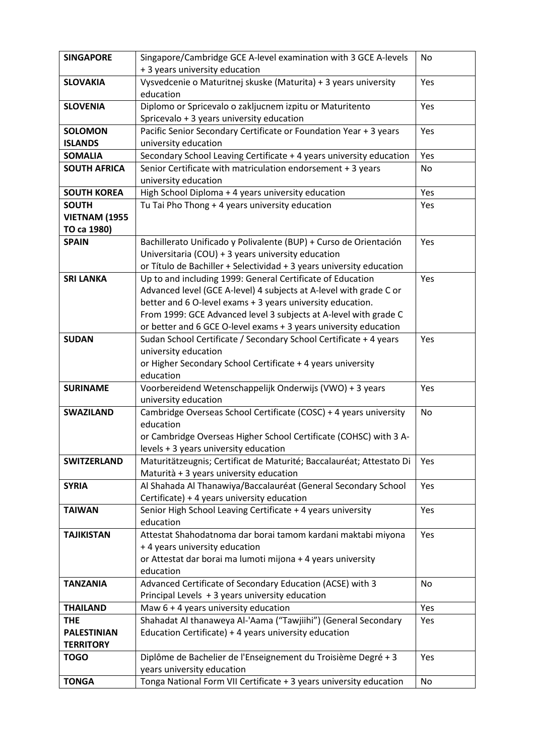| **SINGAPORE** | Singapore/Cambridge GCE A-level examination with 3 GCE A-levels + 3 years university education | No |
|---|---|---|
| **SLOVAKIA** | Vysvedcenie o Maturitnej skuske (Maturita) + 3 years university education | Yes |
| **SLOVENIA** | Diplomo or Spricevalo o zakljucnem izpitu or Maturitento Spricevalo + 3 years university education | Yes |
| **SOLOMON ISLANDS** | Pacific Senior Secondary Certificate or Foundation Year + 3 years university education | Yes |
| **SOMALIA** | Secondary School Leaving Certificate + 4 years university education | Yes |
| **SOUTH AFRICA** | Senior Certificate with matriculation endorsement + 3 years university education | No |
| **SOUTH KOREA** | High School Diploma + 4 years university education | Yes |
| **SOUTH VIETNAM (1955 TO ca 1980)** | Tu Tai Pho Thong + 4 years university education | Yes |
| **SPAIN** | Bachillerato Unificado y Polivalente (BUP) + Curso de Orientación Universitaria (COU) + 3 years university education<br>or Título de Bachiller + Selectividad + 3 years university education | Yes |
| **SRI LANKA** | Up to and including 1999: General Certificate of Education Advanced level (GCE A-level) 4 subjects at A-level with grade C or better and 6 O-level exams + 3 years university education.<br>From 1999: GCE Advanced level 3 subjects at A-level with grade C or better and 6 GCE O-level exams + 3 years university education | Yes |
| **SUDAN** | Sudan School Certificate / Secondary School Certificate + 4 years university education<br>or Higher Secondary School Certificate + 4 years university education | Yes |
| **SURINAME** | Voorbereidend Wetenschappelijk Onderwijs (VWO) + 3 years university education | Yes |
| **SWAZILAND** | Cambridge Overseas School Certificate (COSC) + 4 years university education<br>or Cambridge Overseas Higher School Certificate (COHSC) with 3 A-levels + 3 years university education | No |
| **SWITZERLAND** | Maturitätzeugnis; Certificat de Maturité; Baccalauréat; Attestato Di Maturità + 3 years university education | Yes |
| **SYRIA** | Al Shahada Al Thanawiya/Baccalauréat (General Secondary School Certificate) + 4 years university education | Yes |
| **TAIWAN** | Senior High School Leaving Certificate + 4 years university education | Yes |
| **TAJIKISTAN** | Attestat Shahodatnoma dar borai tamom kardani maktabi miyona + 4 years university education<br>or Attestat dar borai ma lumoti mijona + 4 years university education | Yes |
| **TANZANIA** | Advanced Certificate of Secondary Education (ACSE) with 3 Principal Levels + 3 years university education | No |
| **THAILAND** | Maw 6 + 4 years university education | Yes |
| **THE PALESTINIAN TERRITORY** | Shahadat Al thanaweya Al-'Aama ("Tawjiihi") (General Secondary Education Certificate) + 4 years university education | Yes |
| **TOGO** | Diplôme de Bachelier de l'Enseignement du Troisième Degré + 3 years university education | Yes |
| **TONGA** | Tonga National Form VII Certificate + 3 years university education | No |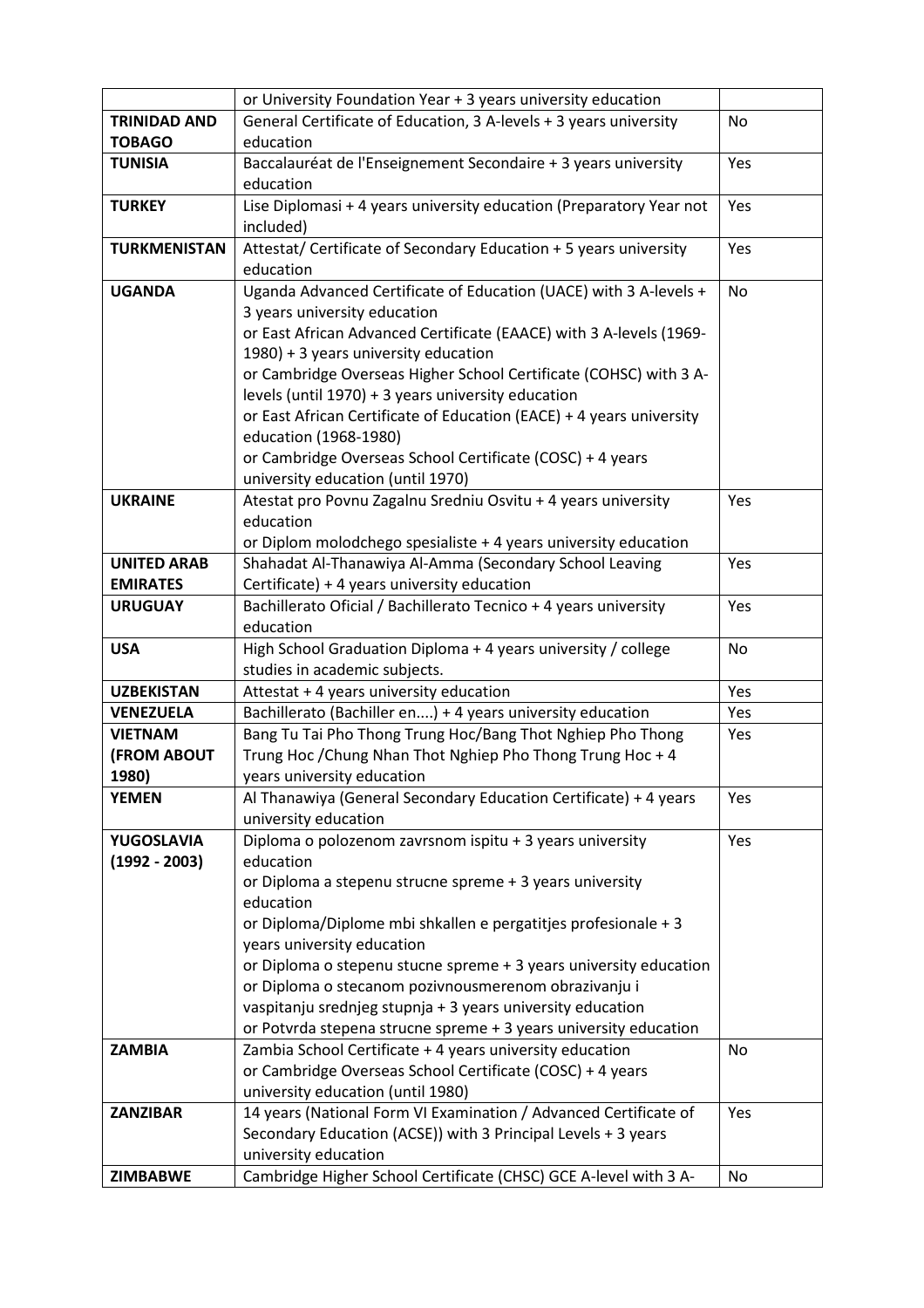|  |  |  |
|---|---|---|
|  | or University Foundation Year + 3 years university education |  |
| **TRINIDAD AND TOBAGO** | General Certificate of Education, 3 A-levels + 3 years university education | No |
| **TUNISIA** | Baccalauréat de l'Enseignement Secondaire + 3 years university education | Yes |
| **TURKEY** | Lise Diplomasi + 4 years university education (Preparatory Year not included) | Yes |
| **TURKMENISTAN** | Attestat/ Certificate of Secondary Education + 5 years university education | Yes |
| **UGANDA** | Uganda Advanced Certificate of Education (UACE) with 3 A-levels + 3 years university education<br>or East African Advanced Certificate (EAACE) with 3 A-levels (1969-1980) + 3 years university education<br>or Cambridge Overseas Higher School Certificate (COHSC) with 3 A-levels (until 1970) + 3 years university education<br>or East African Certificate of Education (EACE) + 4 years university education (1968-1980)<br>or Cambridge Overseas School Certificate (COSC) + 4 years university education (until 1970) | No |
| **UKRAINE** | Atestat pro Povnu Zagalnu Sredniu Osvitu + 4 years university education<br>or Diplom molodchego spesialiste + 4 years university education | Yes |
| **UNITED ARAB EMIRATES** | Shahadat Al-Thanawiya Al-Amma (Secondary School Leaving Certificate) + 4 years university education | Yes |
| **URUGUAY** | Bachillerato Oficial / Bachillerato Tecnico + 4 years university education | Yes |
| **USA** | High School Graduation Diploma + 4 years university / college studies in academic subjects. | No |
| **UZBEKISTAN** | Attestat + 4 years university education | Yes |
| **VENEZUELA** | Bachillerato (Bachiller en....) + 4 years university education | Yes |
| **VIETNAM (FROM ABOUT 1980)** | Bang Tu Tai Pho Thong Trung Hoc/Bang Thot Nghiep Pho Thong Trung Hoc /Chung Nhan Thot Nghiep Pho Thong Trung Hoc + 4 years university education | Yes |
| **YEMEN** | Al Thanawiya (General Secondary Education Certificate) + 4 years university education | Yes |
| **YUGOSLAVIA (1992 - 2003)** | Diploma o polozenom zavrsnom ispitu + 3 years university education<br>or Diploma a stepenu strucne spreme + 3 years university education<br>or Diploma/Diplome mbi shkallen e pergatitjes profesionale + 3 years university education<br>or Diploma o stepenu stucne spreme + 3 years university education<br>or Diploma o stecanom pozivnousmerenom obrazivanju i vaspitanju srednjeg stupnja + 3 years university education<br>or Potvrda stepena strucne spreme + 3 years university education | Yes |
| **ZAMBIA** | Zambia School Certificate + 4 years university education<br>or Cambridge Overseas School Certificate (COSC) + 4 years university education (until 1980) | No |
| **ZANZIBAR** | 14 years (National Form VI Examination / Advanced Certificate of Secondary Education (ACSE)) with 3 Principal Levels + 3 years university education | Yes |
| **ZIMBABWE** | Cambridge Higher School Certificate (CHSC) GCE A-level with 3 A- | No |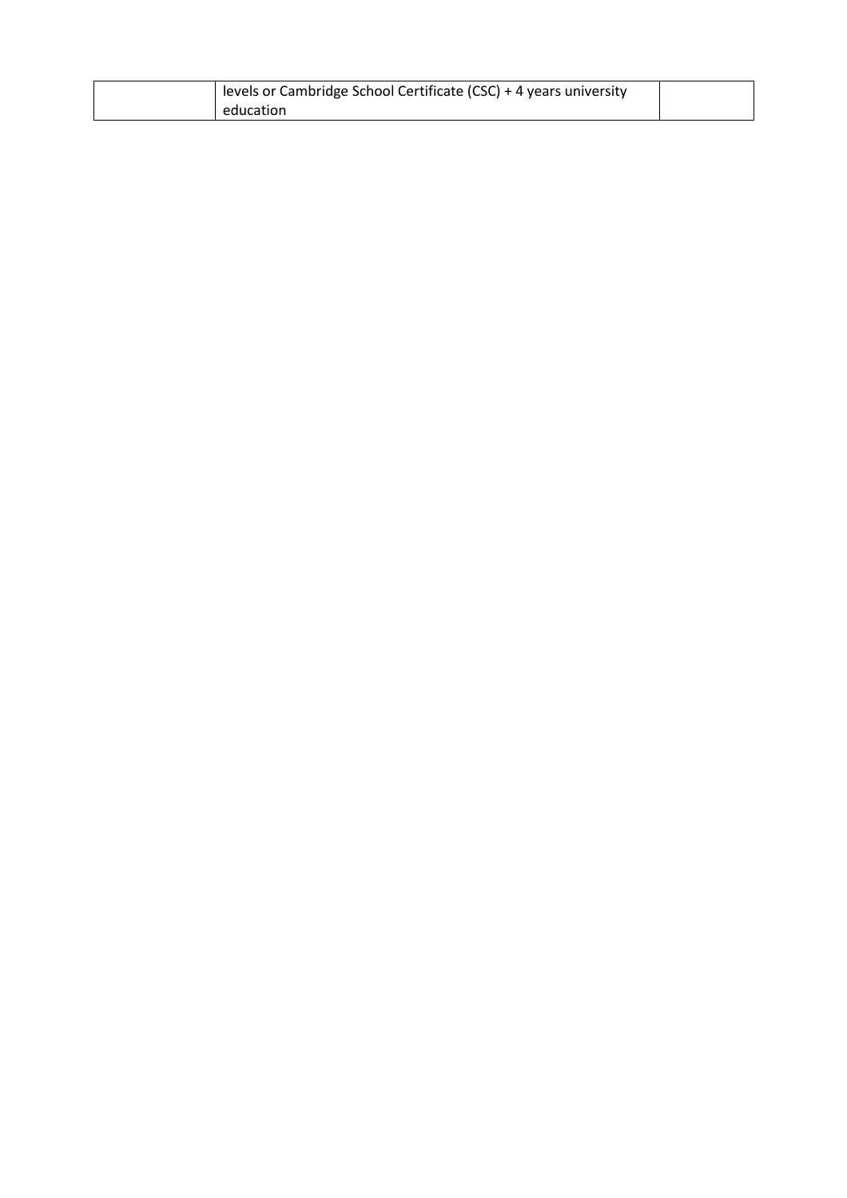| | | |
|---|---|---|
| | levels or Cambridge School Certificate (CSC) + 4 years university education | |